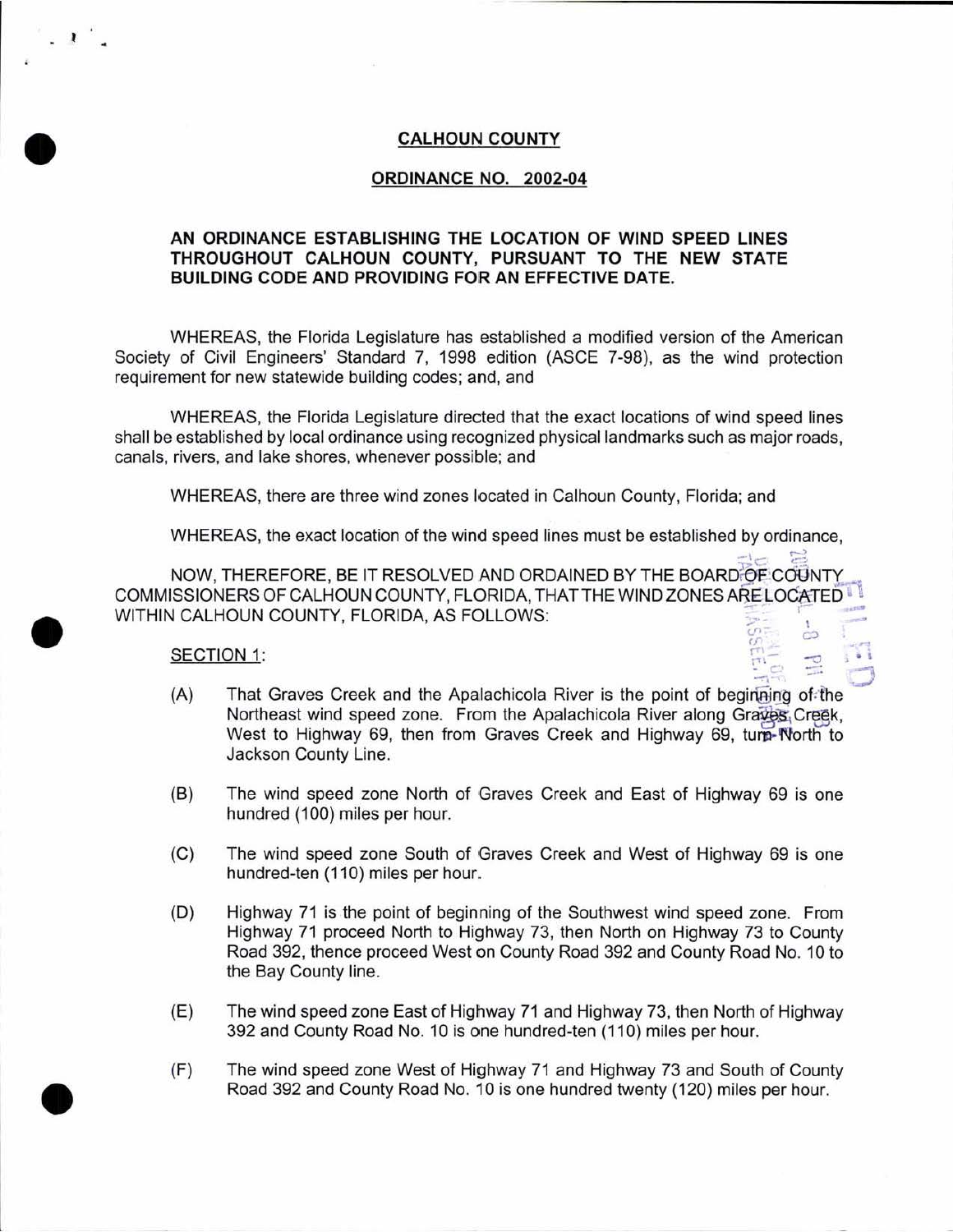**CALHOUN COUNTY**

**ORDINANCE NO. 2002-04**

**AN ORDINANCE ESTABLISHING THE LOCATION OF WIND SPEED LINES THROUGHOUT CALHOUN COUNTY, PURSUANT TO THE NEW STATE BUILDING CODE AND PROVIDING FOR AN EFFECTIVE DATE.**

WHEREAS, the Florida Legislature has established a modified version of the American Society of Civil Engineers' Standard 7, 1998 edition (ASCE 7-98), as the wind protection requirement for new statewide building codes; and, and

WHEREAS, the Florida Legislature directed that the exact locations of wind speed lines shall be established by local ordinance using recognized physical landmarks such as major roads, canals, rivers, and lake shores, whenever possible; and

WHEREAS, there are three wind zones located in Calhoun County, Florida; and

WHEREAS, the exact location of the wind speed lines must be established by ordinance,

NOW, THEREFORE, BE IT RESOLVED AND ORDAINED BY THE BOARD OF COUNTY COMMISSIONERS OF CALHOUN COUNTY, FLORIDA, THAT THE WIND ZONES ARE LOCATED WITHIN CALHOUN COUNTY, FLORIDA, AS FOLLOWS:

SECTION 1:

(A) That Graves Creek and the Apalachicola River is the point of beginning of the Northeast wind speed zone. From the Apalachicola River along Graves Creek, West to Highway 69, then from Graves Creek and Highway 69, turn North to Jackson County Line.

(B) The wind speed zone North of Graves Creek and East of Highway 69 is one hundred (100) miles per hour.

(C) The wind speed zone South of Graves Creek and West of Highway 69 is one hundred-ten (110) miles per hour.

(D) Highway 71 is the point of beginning of the Southwest wind speed zone. From Highway 71 proceed North to Highway 73, then North on Highway 73 to County Road 392, thence proceed West on County Road 392 and County Road No. 10 to the Bay County line.

(E) The wind speed zone East of Highway 71 and Highway 73, then North of Highway 392 and County Road No. 10 is one hundred-ten (110) miles per hour.

(F) The wind speed zone West of Highway 71 and Highway 73 and South of County Road 392 and County Road No. 10 is one hundred twenty (120) miles per hour.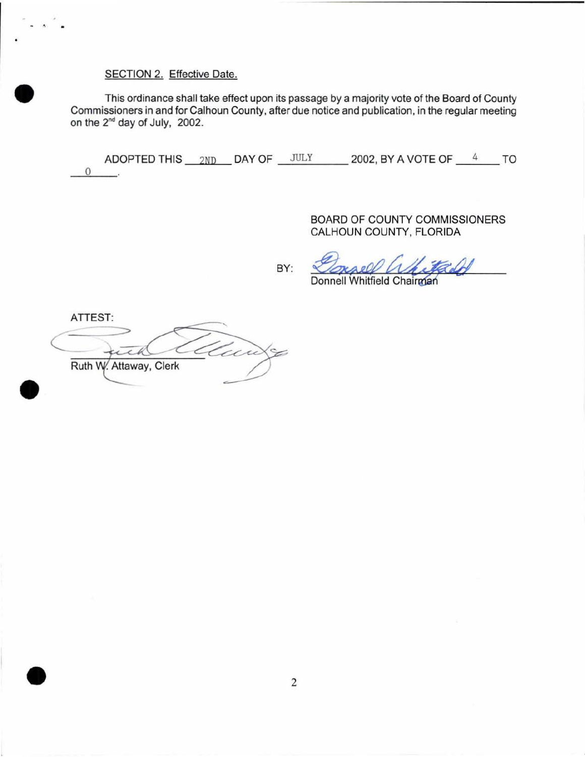SECTION 2. Effective Date.

This ordinance shall take effect upon its passage by a majority vote of the Board of County Commissioners in and for Calhoun County, after due notice and publication, in the regular meeting on the 2nd day of July, 2002.

ADOPTED THIS 2ND DAY OF JULY 2002, BY A VOTE OF 4 TO 0.

BOARD OF COUNTY COMMISSIONERS
CALHOUN COUNTY, FLORIDA

BY: Donnell Whitfield Chairman

ATTEST:

Ruth W. Attaway, Clerk